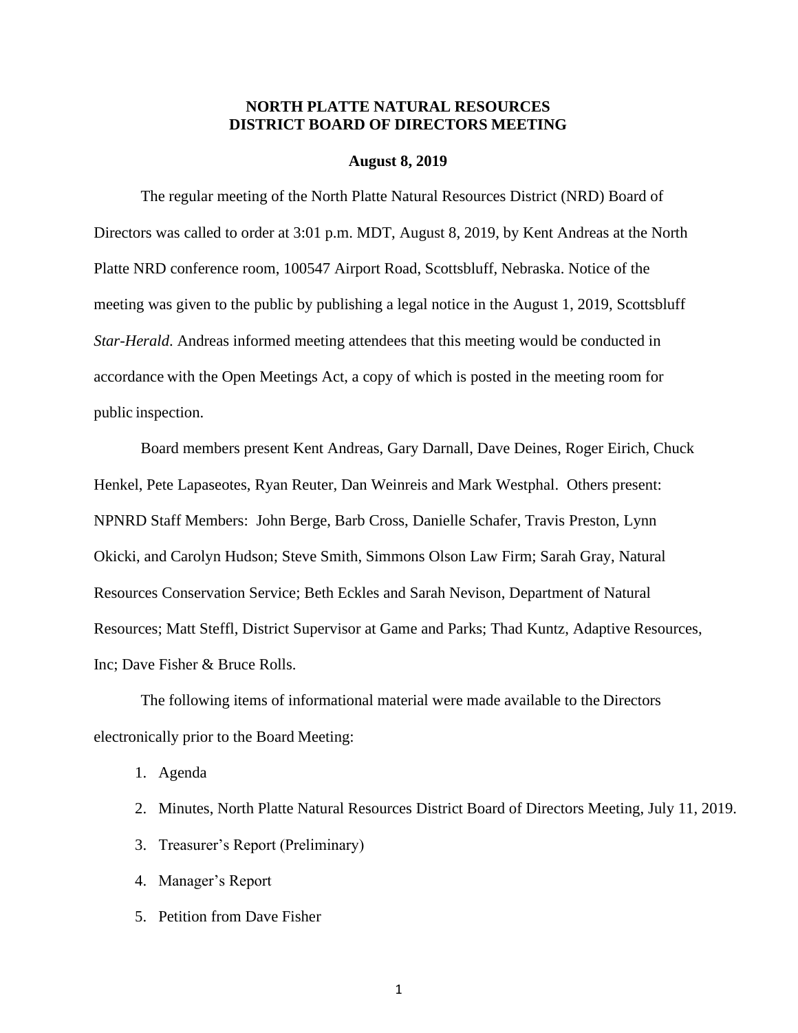# NORTH PLATTE NATURAL RESOURCES DISTRICT BOARD OF DIRECTORS MEETING

**August 8, 2019**

The regular meeting of the North Platte Natural Resources District (NRD) Board of Directors was called to order at 3:01 p.m. MDT, August 8, 2019, by Kent Andreas at the North Platte NRD conference room, 100547 Airport Road, Scottsbluff, Nebraska. Notice of the meeting was given to the public by publishing a legal notice in the August 1, 2019, Scottsbluff *Star-Herald*. Andreas informed meeting attendees that this meeting would be conducted in accordance with the Open Meetings Act, a copy of which is posted in the meeting room for public inspection.

Board members present Kent Andreas, Gary Darnall, Dave Deines, Roger Eirich, Chuck Henkel, Pete Lapaseotes, Ryan Reuter, Dan Weinreis and Mark Westphal. Others present: NPNRD Staff Members: John Berge, Barb Cross, Danielle Schafer, Travis Preston, Lynn Okicki, and Carolyn Hudson; Steve Smith, Simmons Olson Law Firm; Sarah Gray, Natural Resources Conservation Service; Beth Eckles and Sarah Nevison, Department of Natural Resources; Matt Steffl, District Supervisor at Game and Parks; Thad Kuntz, Adaptive Resources, Inc; Dave Fisher & Bruce Rolls.

The following items of informational material were made available to the Directors electronically prior to the Board Meeting:

1. Agenda
2. Minutes, North Platte Natural Resources District Board of Directors Meeting, July 11, 2019.
3. Treasurer's Report (Preliminary)
4. Manager's Report
5. Petition from Dave Fisher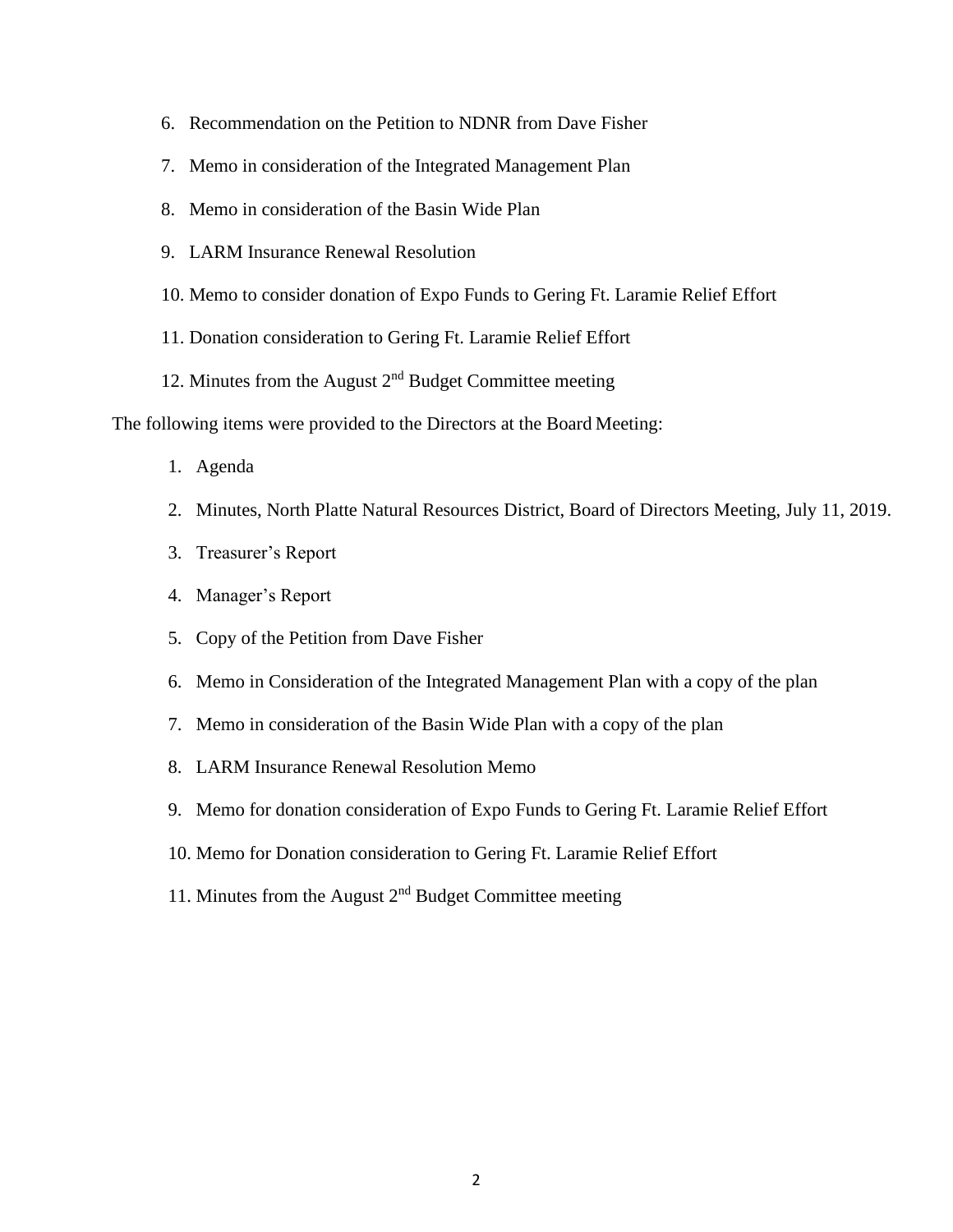6. Recommendation on the Petition to NDNR from Dave Fisher
7. Memo in consideration of the Integrated Management Plan
8. Memo in consideration of the Basin Wide Plan
9. LARM Insurance Renewal Resolution
10. Memo to consider donation of Expo Funds to Gering Ft. Laramie Relief Effort
11. Donation consideration to Gering Ft. Laramie Relief Effort
12. Minutes from the August 2nd Budget Committee meeting

The following items were provided to the Directors at the Board Meeting:

1. Agenda
2. Minutes, North Platte Natural Resources District, Board of Directors Meeting, July 11, 2019.
3. Treasurer's Report
4. Manager's Report
5. Copy of the Petition from Dave Fisher
6. Memo in Consideration of the Integrated Management Plan with a copy of the plan
7. Memo in consideration of the Basin Wide Plan with a copy of the plan
8. LARM Insurance Renewal Resolution Memo
9. Memo for donation consideration of Expo Funds to Gering Ft. Laramie Relief Effort
10. Memo for Donation consideration to Gering Ft. Laramie Relief Effort
11. Minutes from the August 2nd Budget Committee meeting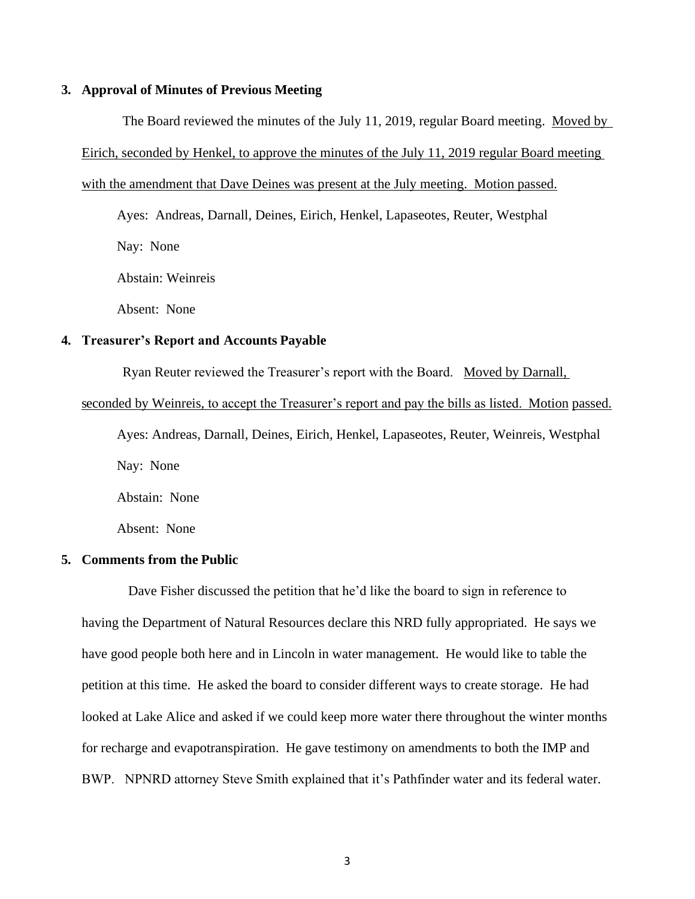**3. Approval of Minutes of Previous Meeting**

The Board reviewed the minutes of the July 11, 2019, regular Board meeting. <u>Moved by Eirich, seconded by Henkel, to approve the minutes of the July 11, 2019 regular Board meeting with the amendment that Dave Deines was present at the July meeting. Motion passed.</u>

Ayes: Andreas, Darnall, Deines, Eirich, Henkel, Lapaseotes, Reuter, Westphal

Nay: None

Abstain: Weinreis

Absent: None

**4. Treasurer's Report and Accounts Payable**

Ryan Reuter reviewed the Treasurer's report with the Board. <u>Moved by Darnall, seconded by Weinreis, to accept the Treasurer's report and pay the bills as listed. Motion passed.</u>

Ayes: Andreas, Darnall, Deines, Eirich, Henkel, Lapaseotes, Reuter, Weinreis, Westphal

Nay: None

Abstain: None

Absent: None

**5. Comments from the Public**

Dave Fisher discussed the petition that he'd like the board to sign in reference to having the Department of Natural Resources declare this NRD fully appropriated. He says we have good people both here and in Lincoln in water management. He would like to table the petition at this time. He asked the board to consider different ways to create storage. He had looked at Lake Alice and asked if we could keep more water there throughout the winter months for recharge and evapotranspiration. He gave testimony on amendments to both the IMP and BWP. NPNRD attorney Steve Smith explained that it's Pathfinder water and its federal water.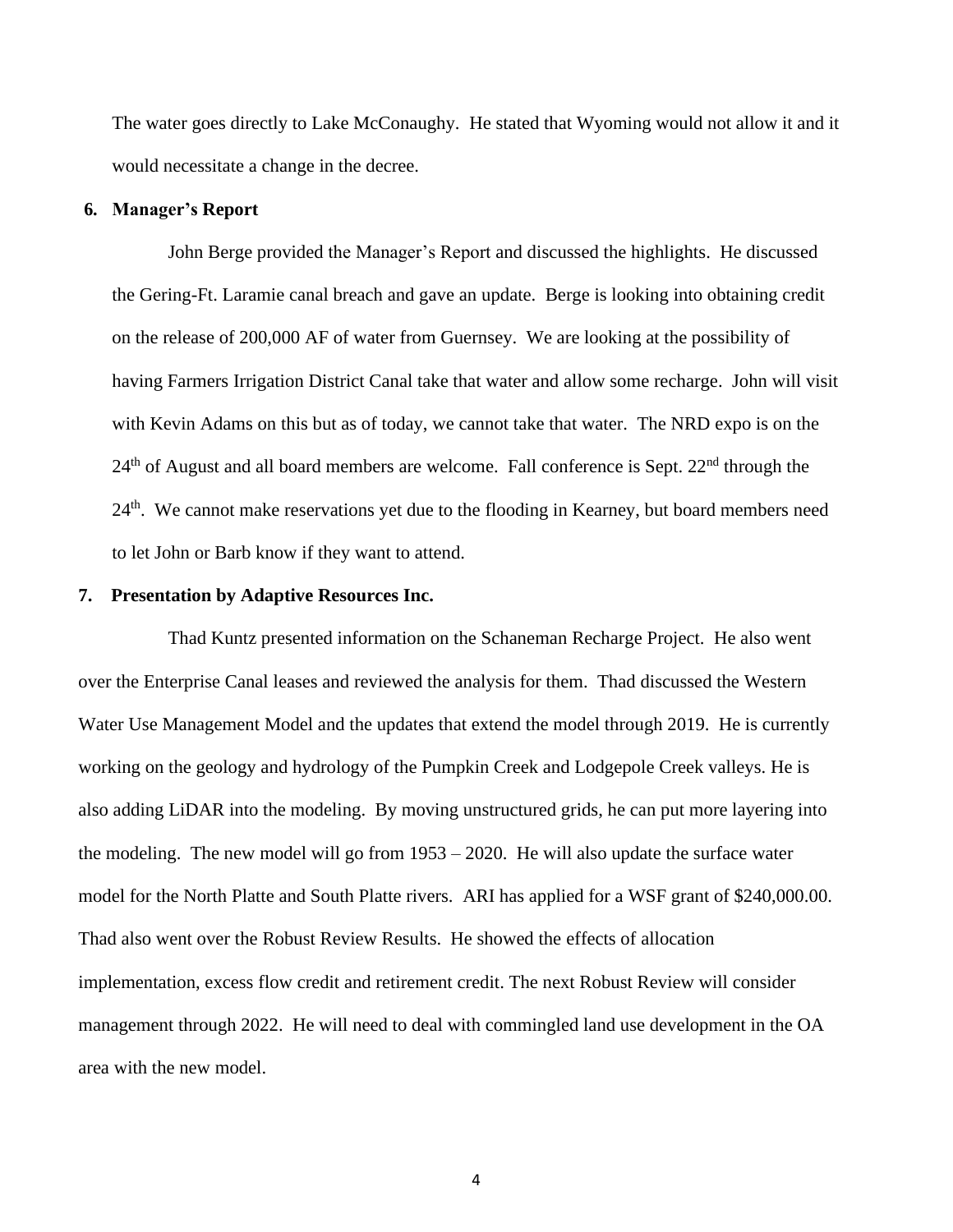The water goes directly to Lake McConaughy. He stated that Wyoming would not allow it and it would necessitate a change in the decree.

**6. Manager's Report**

John Berge provided the Manager's Report and discussed the highlights. He discussed the Gering-Ft. Laramie canal breach and gave an update. Berge is looking into obtaining credit on the release of 200,000 AF of water from Guernsey. We are looking at the possibility of having Farmers Irrigation District Canal take that water and allow some recharge. John will visit with Kevin Adams on this but as of today, we cannot take that water. The NRD expo is on the 24th of August and all board members are welcome. Fall conference is Sept. 22nd through the 24th. We cannot make reservations yet due to the flooding in Kearney, but board members need to let John or Barb know if they want to attend.

**7. Presentation by Adaptive Resources Inc.**

Thad Kuntz presented information on the Schaneman Recharge Project. He also went over the Enterprise Canal leases and reviewed the analysis for them. Thad discussed the Western Water Use Management Model and the updates that extend the model through 2019. He is currently working on the geology and hydrology of the Pumpkin Creek and Lodgepole Creek valleys. He is also adding LiDAR into the modeling. By moving unstructured grids, he can put more layering into the modeling. The new model will go from 1953 – 2020. He will also update the surface water model for the North Platte and South Platte rivers. ARI has applied for a WSF grant of $240,000.00. Thad also went over the Robust Review Results. He showed the effects of allocation implementation, excess flow credit and retirement credit. The next Robust Review will consider management through 2022. He will need to deal with commingled land use development in the OA area with the new model.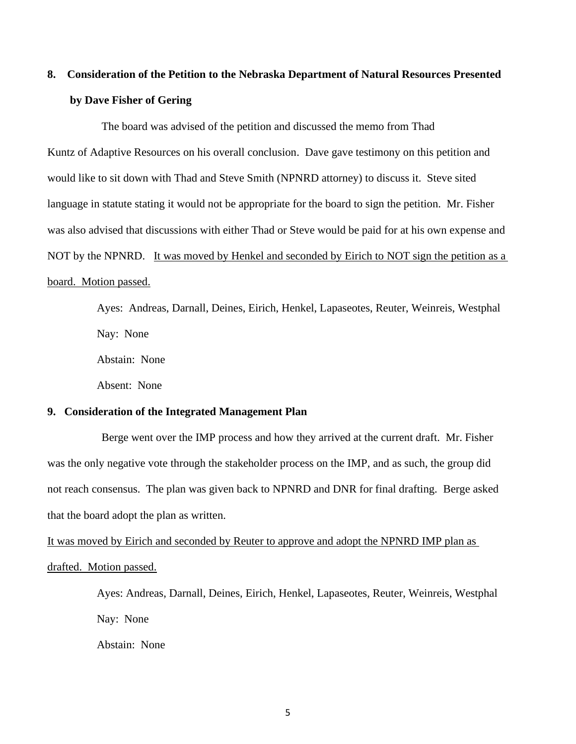**8. Consideration of the Petition to the Nebraska Department of Natural Resources Presented by Dave Fisher of Gering**

The board was advised of the petition and discussed the memo from Thad Kuntz of Adaptive Resources on his overall conclusion. Dave gave testimony on this petition and would like to sit down with Thad and Steve Smith (NPNRD attorney) to discuss it. Steve sited language in statute stating it would not be appropriate for the board to sign the petition. Mr. Fisher was also advised that discussions with either Thad or Steve would be paid for at his own expense and NOT by the NPNRD. <u>It was moved by Henkel and seconded by Eirich to NOT sign the petition as a board. Motion passed.</u>

Ayes: Andreas, Darnall, Deines, Eirich, Henkel, Lapaseotes, Reuter, Weinreis, Westphal

Nay: None

Abstain: None

Absent: None

**9. Consideration of the Integrated Management Plan**

Berge went over the IMP process and how they arrived at the current draft. Mr. Fisher was the only negative vote through the stakeholder process on the IMP, and as such, the group did not reach consensus. The plan was given back to NPNRD and DNR for final drafting. Berge asked that the board adopt the plan as written.

<u>It was moved by Eirich and seconded by Reuter to approve and adopt the NPNRD IMP plan as drafted. Motion passed.</u>

Ayes: Andreas, Darnall, Deines, Eirich, Henkel, Lapaseotes, Reuter, Weinreis, Westphal

Nay: None

Abstain: None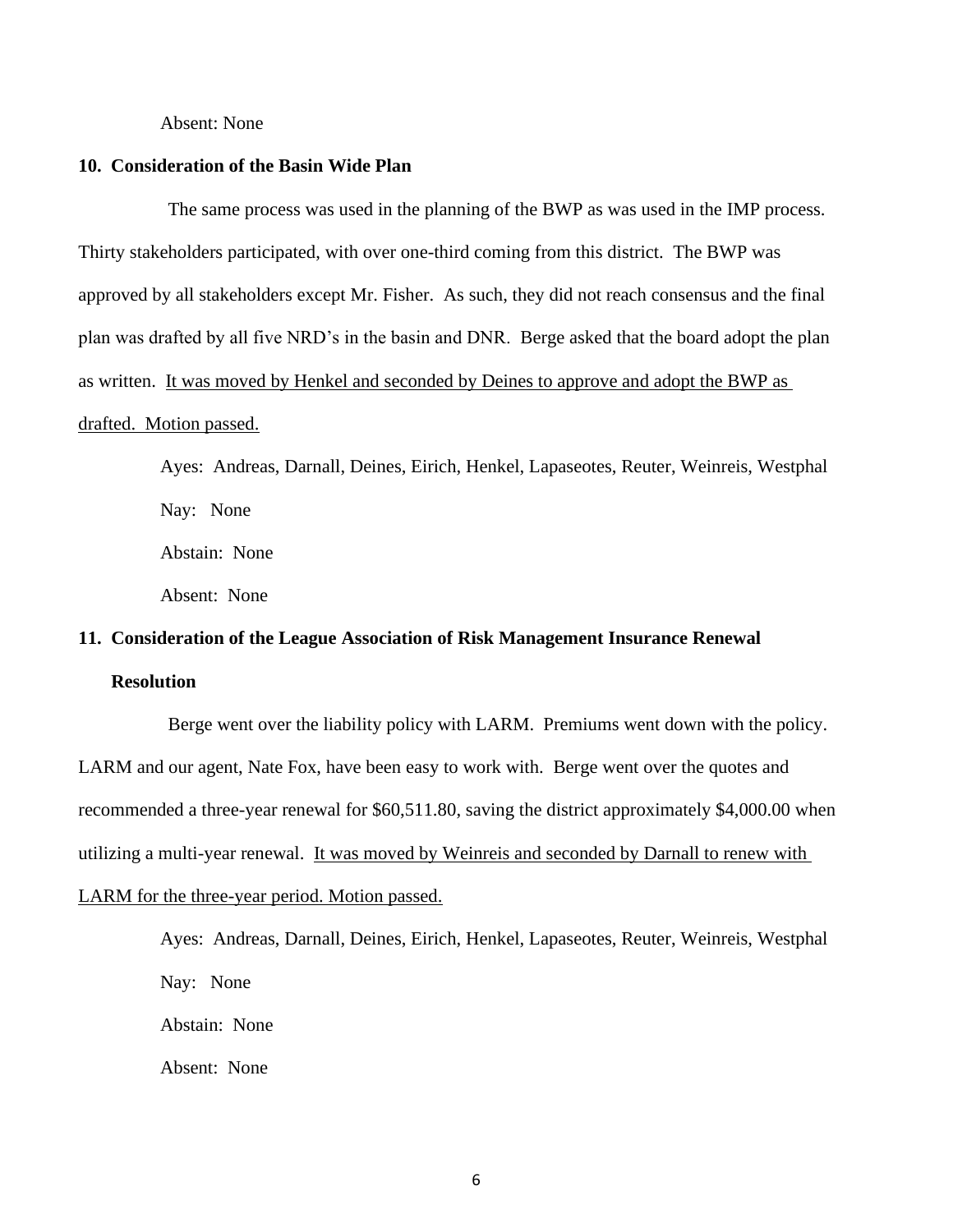Absent: None

**10. Consideration of the Basin Wide Plan**

The same process was used in the planning of the BWP as was used in the IMP process. Thirty stakeholders participated, with over one-third coming from this district. The BWP was approved by all stakeholders except Mr. Fisher. As such, they did not reach consensus and the final plan was drafted by all five NRD's in the basin and DNR. Berge asked that the board adopt the plan as written. <u>It was moved by Henkel and seconded by Deines to approve and adopt the BWP as drafted. Motion passed.</u>

Ayes: Andreas, Darnall, Deines, Eirich, Henkel, Lapaseotes, Reuter, Weinreis, Westphal

Nay: None

Abstain: None

Absent: None

**11. Consideration of the League Association of Risk Management Insurance Renewal Resolution**

Berge went over the liability policy with LARM. Premiums went down with the policy. LARM and our agent, Nate Fox, have been easy to work with. Berge went over the quotes and recommended a three-year renewal for $60,511.80, saving the district approximately $4,000.00 when utilizing a multi-year renewal. <u>It was moved by Weinreis and seconded by Darnall to renew with LARM for the three-year period. Motion passed.</u>

Ayes: Andreas, Darnall, Deines, Eirich, Henkel, Lapaseotes, Reuter, Weinreis, Westphal

Nay: None

Abstain: None

Absent: None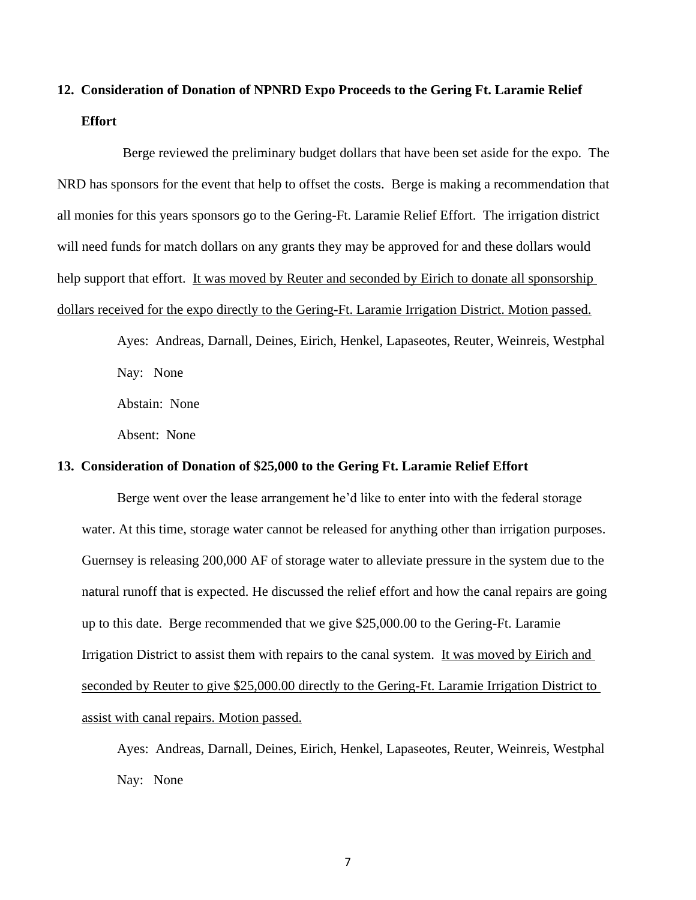**12. Consideration of Donation of NPNRD Expo Proceeds to the Gering Ft. Laramie Relief Effort**

Berge reviewed the preliminary budget dollars that have been set aside for the expo. The NRD has sponsors for the event that help to offset the costs. Berge is making a recommendation that all monies for this years sponsors go to the Gering-Ft. Laramie Relief Effort. The irrigation district will need funds for match dollars on any grants they may be approved for and these dollars would help support that effort. <u>It was moved by Reuter and seconded by Eirich to donate all sponsorship dollars received for the expo directly to the Gering-Ft. Laramie Irrigation District. Motion passed.</u>

Ayes: Andreas, Darnall, Deines, Eirich, Henkel, Lapaseotes, Reuter, Weinreis, Westphal

Nay: None

Abstain: None

Absent: None

**13. Consideration of Donation of $25,000 to the Gering Ft. Laramie Relief Effort**

Berge went over the lease arrangement he'd like to enter into with the federal storage water. At this time, storage water cannot be released for anything other than irrigation purposes. Guernsey is releasing 200,000 AF of storage water to alleviate pressure in the system due to the natural runoff that is expected. He discussed the relief effort and how the canal repairs are going up to this date. Berge recommended that we give $25,000.00 to the Gering-Ft. Laramie Irrigation District to assist them with repairs to the canal system. <u>It was moved by Eirich and seconded by Reuter to give $25,000.00 directly to the Gering-Ft. Laramie Irrigation District to assist with canal repairs. Motion passed.</u>

Ayes: Andreas, Darnall, Deines, Eirich, Henkel, Lapaseotes, Reuter, Weinreis, Westphal

Nay: None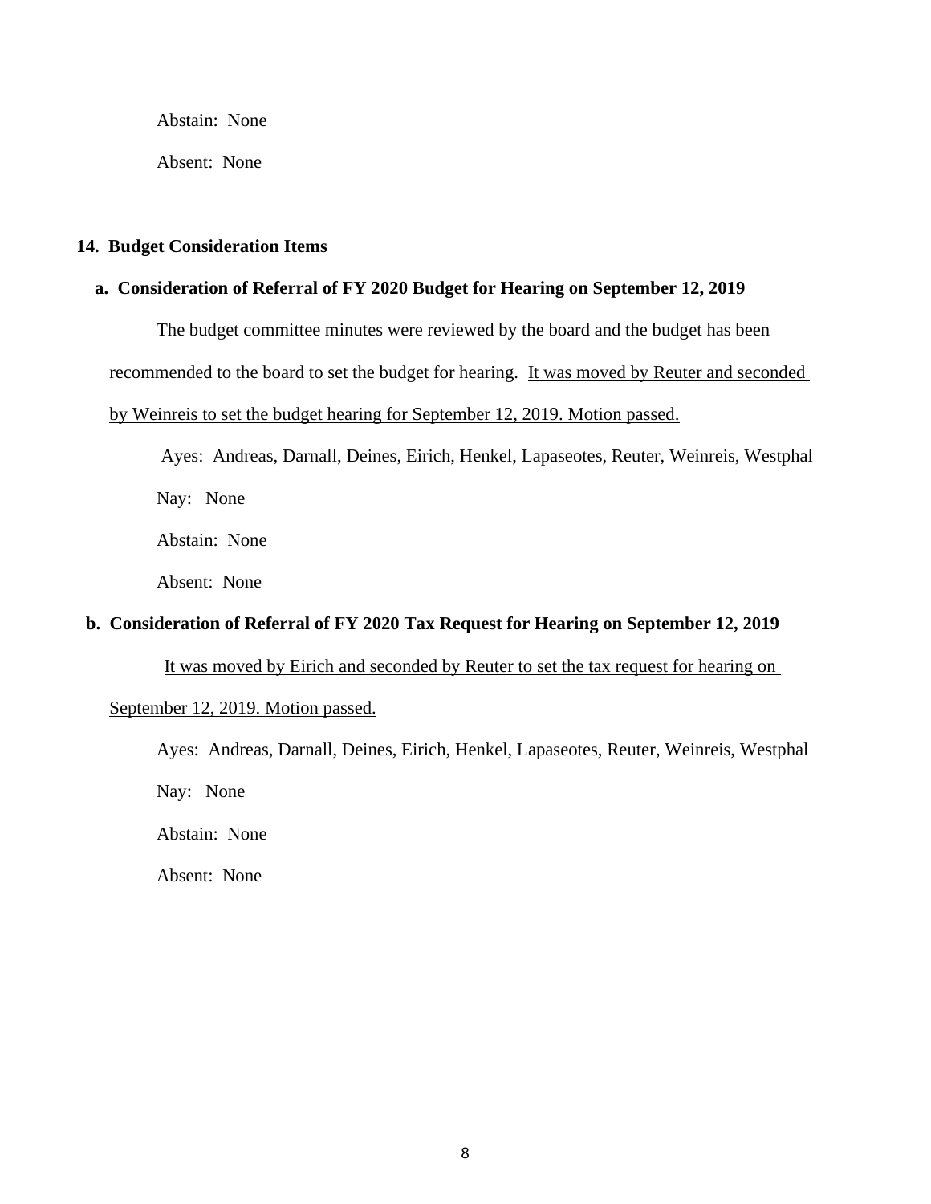Abstain: None

Absent: None

## 14. Budget Consideration Items

### a. Consideration of Referral of FY 2020 Budget for Hearing on September 12, 2019

The budget committee minutes were reviewed by the board and the budget has been recommended to the board to set the budget for hearing. <u>It was moved by Reuter and seconded by Weinreis to set the budget hearing for September 12, 2019. Motion passed.</u>

Ayes: Andreas, Darnall, Deines, Eirich, Henkel, Lapaseotes, Reuter, Weinreis, Westphal

Nay: None

Abstain: None

Absent: None

### b. Consideration of Referral of FY 2020 Tax Request for Hearing on September 12, 2019

<u>It was moved by Eirich and seconded by Reuter to set the tax request for hearing on September 12, 2019. Motion passed.</u>

Ayes: Andreas, Darnall, Deines, Eirich, Henkel, Lapaseotes, Reuter, Weinreis, Westphal

Nay: None

Abstain: None

Absent: None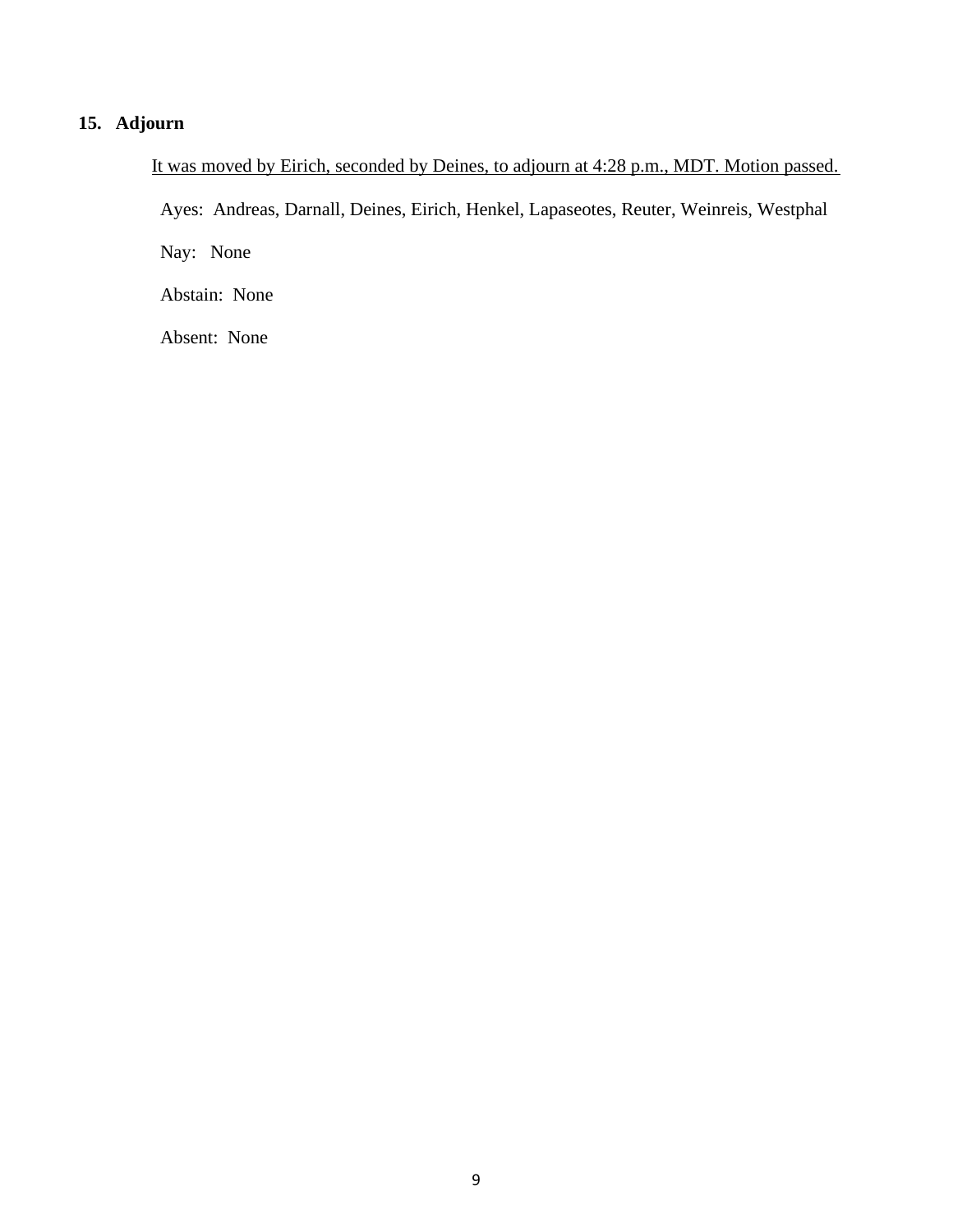## 15. Adjourn

<u>It was moved by Eirich, seconded by Deines, to adjourn at 4:28 p.m., MDT. Motion passed.</u>

Ayes: Andreas, Darnall, Deines, Eirich, Henkel, Lapaseotes, Reuter, Weinreis, Westphal

Nay: None

Abstain: None

Absent: None